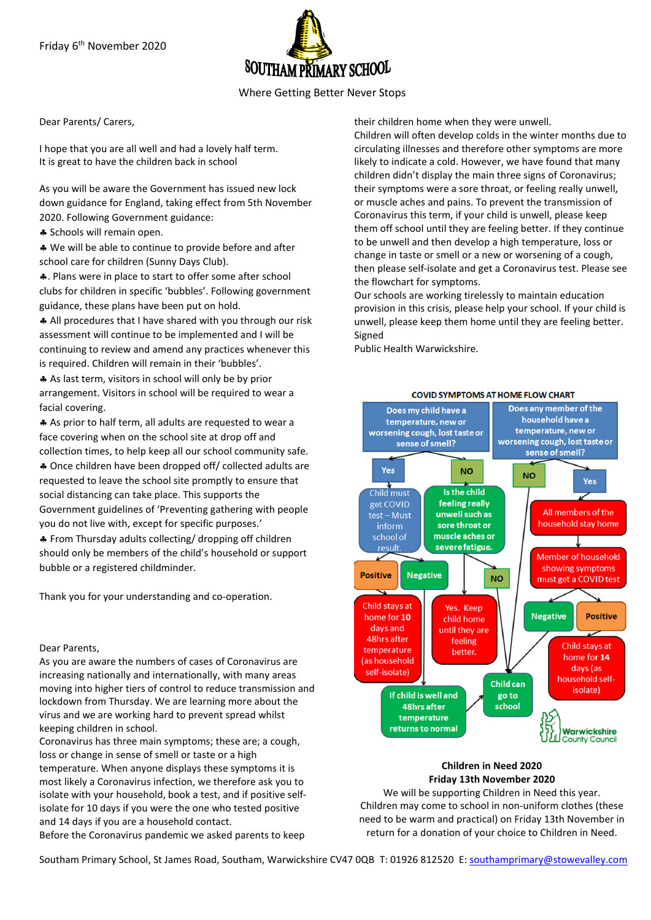Friday 6th November 2020

# SOUTHAM PRIMARY SCHOOL

Where Getting Better Never Stops

Dear Parents/ Carers,

I hope that you are all well and had a lovely half term.
It is great to have the children back in school

As you will be aware the Government has issued new lock down guidance for England, taking effect from 5th November 2020. Following Government guidance:

- ♣ Schools will remain open.
- ♣ We will be able to continue to provide before and after school care for children (Sunny Days Club).
- ♣. Plans were in place to start to offer some after school clubs for children in specific 'bubbles'. Following government guidance, these plans have been put on hold.
- ♣ All procedures that I have shared with you through our risk assessment will continue to be implemented and I will be continuing to review and amend any practices whenever this is required. Children will remain in their 'bubbles'.
- ♣ As last term, visitors in school will only be by prior arrangement. Visitors in school will be required to wear a facial covering.
- ♣ As prior to half term, all adults are requested to wear a face covering when on the school site at drop off and collection times, to help keep all our school community safe.
- ♣ Once children have been dropped off/ collected adults are requested to leave the school site promptly to ensure that social distancing can take place. This supports the Government guidelines of 'Preventing gathering with people you do not live with, except for specific purposes.'
- ♣ From Thursday adults collecting/ dropping off children should only be members of the child's household or support bubble or a registered childminder.

Thank you for your understanding and co-operation.

Dear Parents,

As you are aware the numbers of cases of Coronavirus are increasing nationally and internationally, with many areas moving into higher tiers of control to reduce transmission and lockdown from Thursday. We are learning more about the virus and we are working hard to prevent spread whilst keeping children in school.

Coronavirus has three main symptoms; these are; a cough, loss or change in sense of smell or taste or a high temperature. When anyone displays these symptoms it is most likely a Coronavirus infection, we therefore ask you to isolate with your household, book a test, and if positive self-isolate for 10 days if you were the one who tested positive and 14 days if you are a household contact.

Before the Coronavirus pandemic we asked parents to keep their children home when they were unwell.

Children will often develop colds in the winter months due to circulating illnesses and therefore other symptoms are more likely to indicate a cold. However, we have found that many children didn't display the main three signs of Coronavirus; their symptoms were a sore throat, or feeling really unwell, or muscle aches and pains. To prevent the transmission of Coronavirus this term, if your child is unwell, please keep them off school until they are feeling better. If they continue to be unwell and then develop a high temperature, loss or change in taste or smell or a new or worsening of a cough, then please self-isolate and get a Coronavirus test. Please see the flowchart for symptoms.

Our schools are working tirelessly to maintain education provision in this crisis, please help your school. If your child is unwell, please keep them home until they are feeling better.

Signed

Public Health Warwickshire.

**COVID SYMPTOMS AT HOME FLOW CHART**

- **Does my child have a temperature, new or worsening cough, lost taste or sense of smell?**
  - **Yes** → Child must get COVID test – Must inform school of result.
    - **Positive** → Child stays at home for **10** days and 48hrs after temperature (as household self-isolate)
    - **Negative** → If child is well and 48hrs after temperature returns to normal → Child can go to school
  - **NO** → Is the child feeling really unwell such as sore throat or muscle aches or severe fatigue.
    - Yes. Keep child home until they are feeling better.
    - **NO** → Child can go to school
- **Does any member of the household have a temperature, new or worsening cough, lost taste or sense of smell?**
  - **NO** → Child can go to school
  - **Yes** → All members of the household stay home → Member of household showing symptoms must get a COVID test
    - **Negative** → Child can go to school
    - **Positive** → Child stays at home for **14** days (as household self-isolate)

Warwickshire County Council

**Children in Need 2020**
**Friday 13th November 2020**

We will be supporting Children in Need this year. Children may come to school in non-uniform clothes (these need to be warm and practical) on Friday 13th November in return for a donation of your choice to Children in Need.

Southam Primary School, St James Road, Southam, Warwickshire CV47 0QB T: 01926 812520 E: southamprimary@stowevalley.com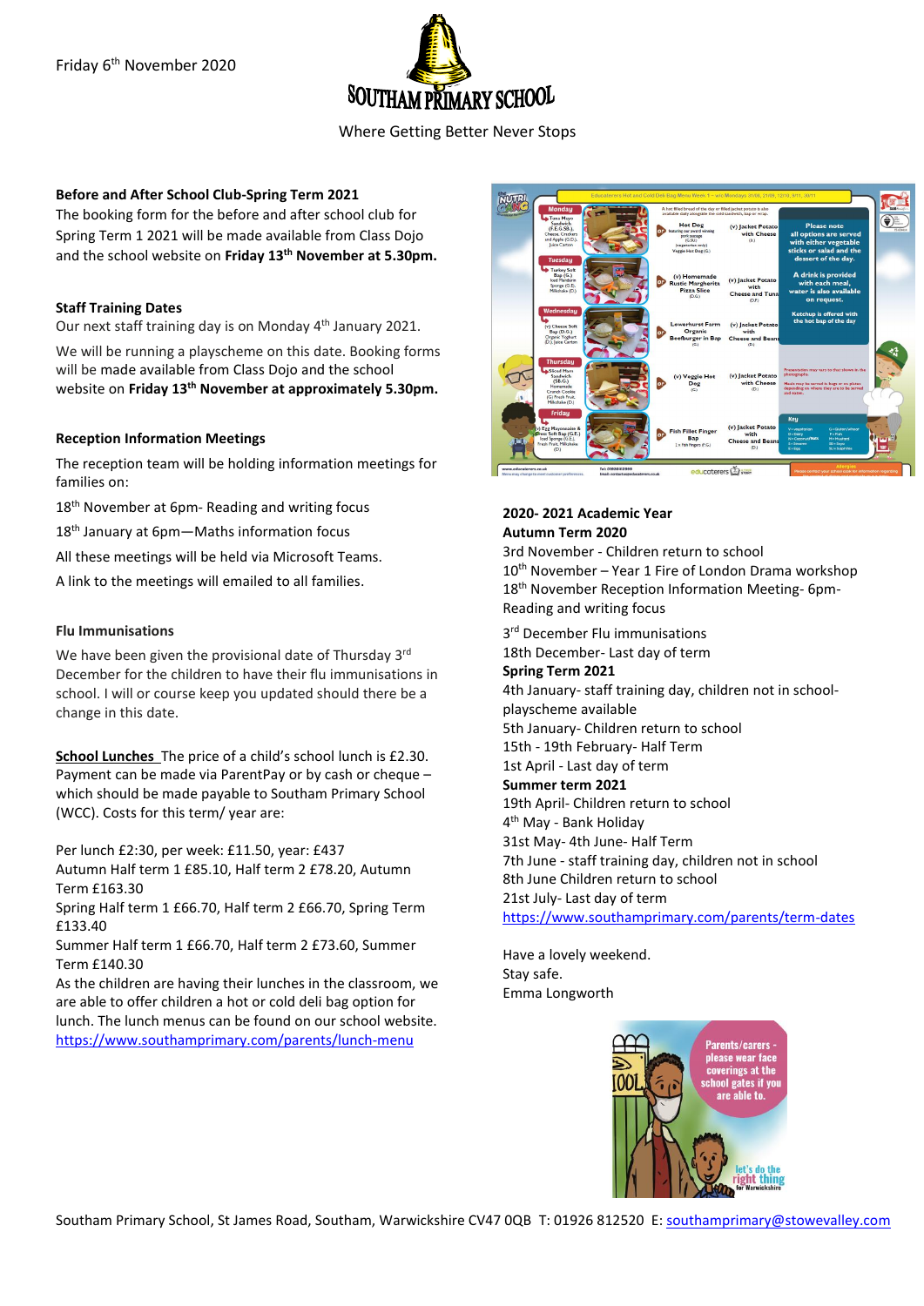Friday 6th November 2020

# SOUTHAM PRIMARY SCHOOL

Where Getting Better Never Stops

**Before and After School Club-Spring Term 2021**

The booking form for the before and after school club for Spring Term 1 2021 will be made available from Class Dojo and the school website on **Friday 13th November at 5.30pm.**

**Staff Training Dates**

Our next staff training day is on Monday 4th January 2021.

We will be running a playscheme on this date. Booking forms will be made available from Class Dojo and the school website on **Friday 13th November at approximately 5.30pm.**

**Reception Information Meetings**

The reception team will be holding information meetings for families on:

18th November at 6pm- Reading and writing focus

18th January at 6pm—Maths information focus

All these meetings will be held via Microsoft Teams.

A link to the meetings will emailed to all families.

**Flu Immunisations**

We have been given the provisional date of Thursday 3rd December for the children to have their flu immunisations in school. I will or course keep you updated should there be a change in this date.

**School Lunches** The price of a child's school lunch is £2.30. Payment can be made via ParentPay or by cash or cheque – which should be made payable to Southam Primary School (WCC). Costs for this term/ year are:

Per lunch £2:30, per week: £11.50, year: £437

Autumn Half term 1 £85.10, Half term 2 £78.20, Autumn Term £163.30

Spring Half term 1 £66.70, Half term 2 £66.70, Spring Term £133.40

Summer Half term 1 £66.70, Half term 2 £73.60, Summer Term £140.30

As the children are having their lunches in the classroom, we are able to offer children a hot or cold deli bag option for lunch. The lunch menus can be found on our school website. https://www.southamprimary.com/parents/lunch-menu

**2020- 2021 Academic Year**

**Autumn Term 2020**

3rd November - Children return to school

10th November – Year 1 Fire of London Drama workshop

18th November Reception Information Meeting- 6pm- Reading and writing focus

3rd December Flu immunisations

18th December- Last day of term

**Spring Term 2021**

4th January- staff training day, children not in school- playscheme available

5th January- Children return to school

15th - 19th February- Half Term

1st April - Last day of term

**Summer term 2021**

19th April- Children return to school

4th May - Bank Holiday

31st May- 4th June- Half Term

7th June - staff training day, children not in school

8th June Children return to school

21st July- Last day of term

https://www.southamprimary.com/parents/term-dates

Have a lovely weekend.

Stay safe.

Emma Longworth

Southam Primary School, St James Road, Southam, Warwickshire CV47 0QB T: 01926 812520 E: southamprimary@stowevalley.com